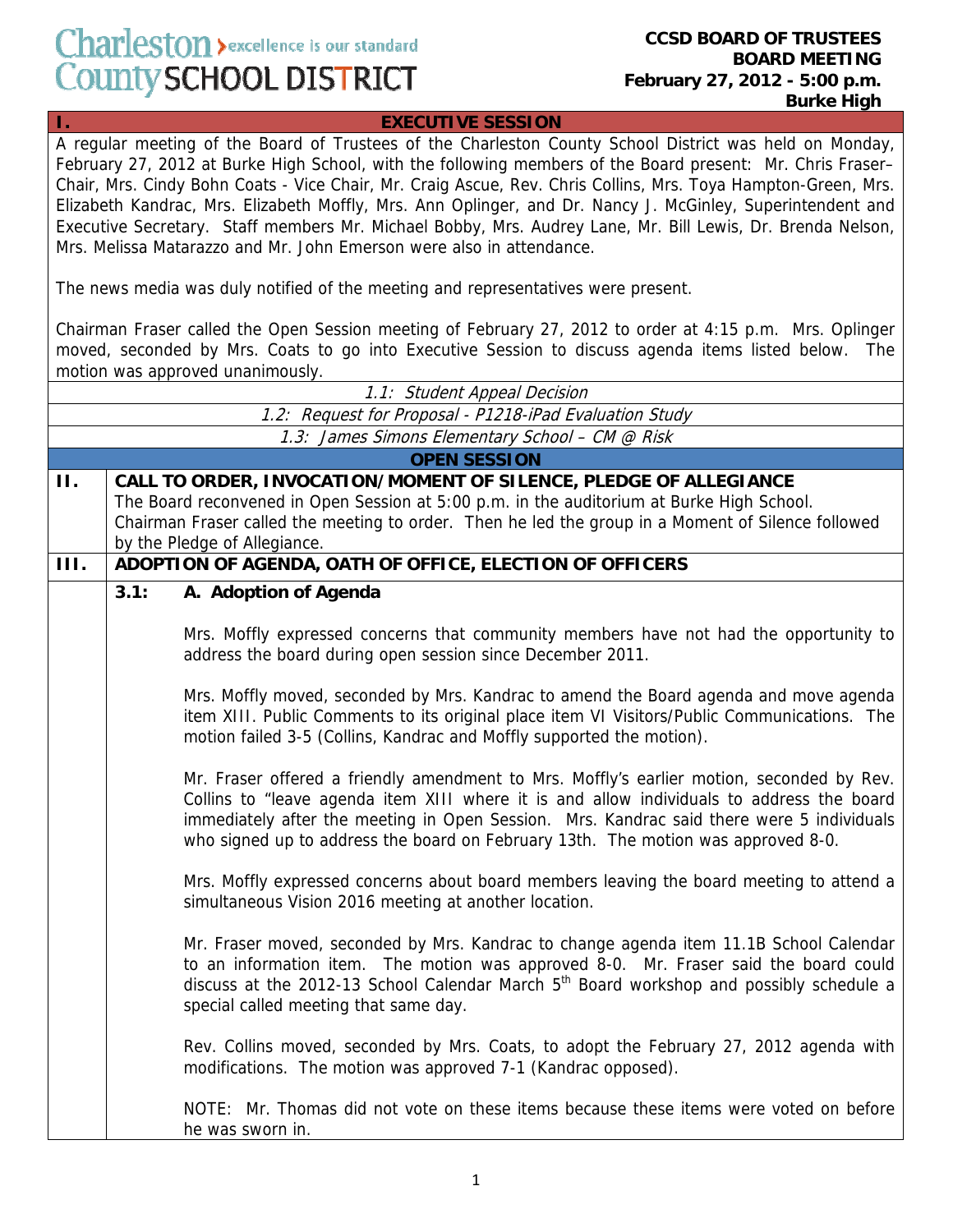# Charleston County SCHOOL DISTRICT

excellence is our standard

**CCSD BOARD OF TRUSTEES BOARD MEETING February 27, 2012 - 5:00 p.m. Burke High**

## I. EXECUTIVE SESSION

A regular meeting of the Board of Trustees of the Charleston County School District was held on Monday, February 27, 2012 at Burke High School, with the following members of the Board present: Mr. Chris Fraser– Chair, Mrs. Cindy Bohn Coats - Vice Chair, Mr. Craig Ascue, Rev. Chris Collins, Mrs. Toya Hampton-Green, Mrs. Elizabeth Kandrac, Mrs. Elizabeth Moffly, Mrs. Ann Oplinger, and Dr. Nancy J. McGinley, Superintendent and Executive Secretary. Staff members Mr. Michael Bobby, Mrs. Audrey Lane, Mr. Bill Lewis, Dr. Brenda Nelson, Mrs. Melissa Matarazzo and Mr. John Emerson were also in attendance.

The news media was duly notified of the meeting and representatives were present.

Chairman Fraser called the Open Session meeting of February 27, 2012 to order at 4:15 p.m. Mrs. Oplinger moved, seconded by Mrs. Coats to go into Executive Session to discuss agenda items listed below. The motion was approved unanimously.

*1.1: Student Appeal Decision*

*1.2: Request for Proposal - P1218-iPad Evaluation Study*

*1.3: James Simons Elementary School – CM @ Risk*

## OPEN SESSION

## II. CALL TO ORDER, INVOCATION/MOMENT OF SILENCE, PLEDGE OF ALLEGIANCE

The Board reconvened in Open Session at 5:00 p.m. in the auditorium at Burke High School. Chairman Fraser called the meeting to order. Then he led the group in a Moment of Silence followed by the Pledge of Allegiance.

## III. ADOPTION OF AGENDA, OATH OF OFFICE, ELECTION OF OFFICERS

### 3.1: A. Adoption of Agenda

Mrs. Moffly expressed concerns that community members have not had the opportunity to address the board during open session since December 2011.

Mrs. Moffly moved, seconded by Mrs. Kandrac to amend the Board agenda and move agenda item XIII. Public Comments to its original place item VI Visitors/Public Communications. The motion failed 3-5 (Collins, Kandrac and Moffly supported the motion).

Mr. Fraser offered a friendly amendment to Mrs. Moffly's earlier motion, seconded by Rev. Collins to "leave agenda item XIII where it is and allow individuals to address the board immediately after the meeting in Open Session. Mrs. Kandrac said there were 5 individuals who signed up to address the board on February 13th. The motion was approved 8-0.

Mrs. Moffly expressed concerns about board members leaving the board meeting to attend a simultaneous Vision 2016 meeting at another location.

Mr. Fraser moved, seconded by Mrs. Kandrac to change agenda item 11.1B School Calendar to an information item. The motion was approved 8-0. Mr. Fraser said the board could discuss at the 2012-13 School Calendar March 5th Board workshop and possibly schedule a special called meeting that same day.

Rev. Collins moved, seconded by Mrs. Coats, to adopt the February 27, 2012 agenda with modifications. The motion was approved 7-1 (Kandrac opposed).

NOTE: Mr. Thomas did not vote on these items because these items were voted on before he was sworn in.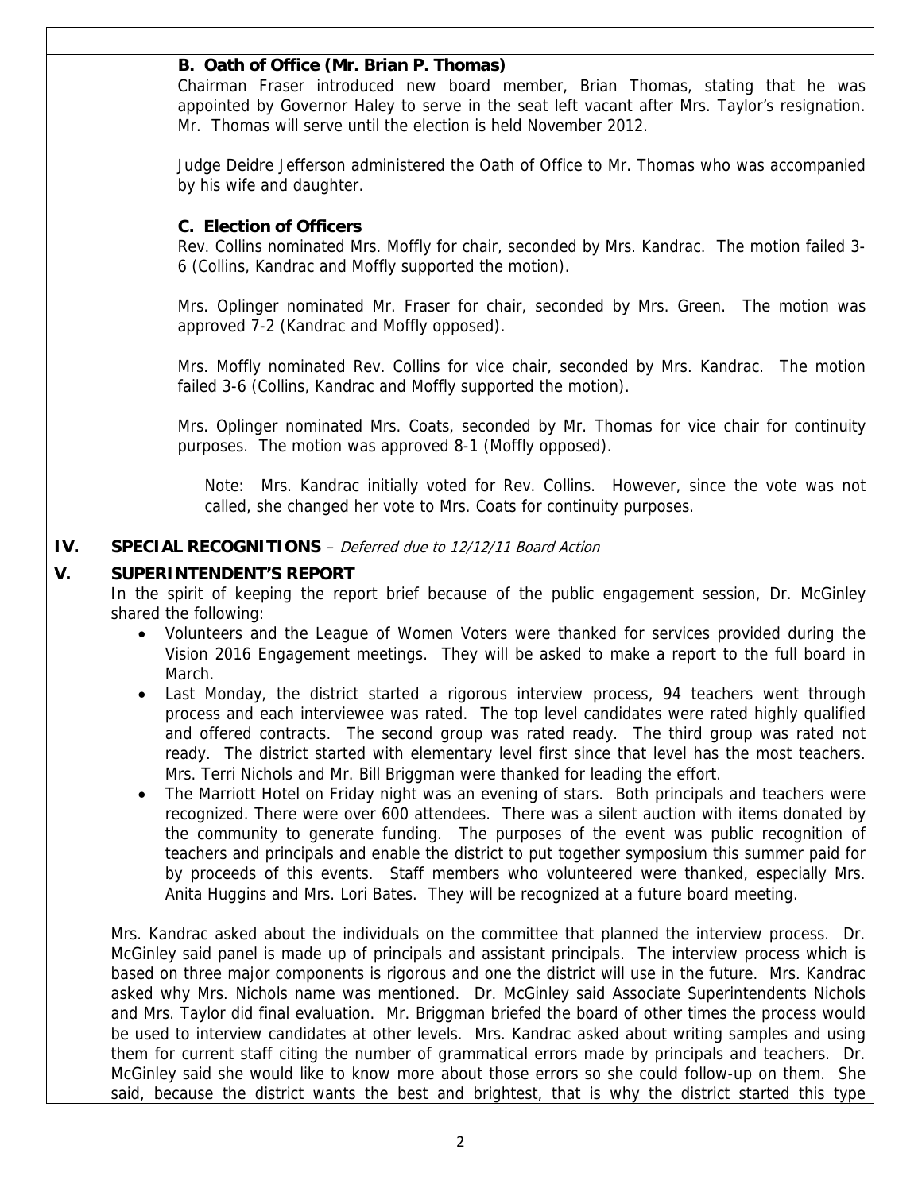| | |
|---|---|
| | |
| | **B. Oath of Office (Mr. Brian P. Thomas)**<br>Chairman Fraser introduced new board member, Brian Thomas, stating that he was appointed by Governor Haley to serve in the seat left vacant after Mrs. Taylor's resignation. Mr. Thomas will serve until the election is held November 2012.<br><br>Judge Deidre Jefferson administered the Oath of Office to Mr. Thomas who was accompanied by his wife and daughter. |
| | **C. Election of Officers**<br>Rev. Collins nominated Mrs. Moffly for chair, seconded by Mrs. Kandrac. The motion failed 3-6 (Collins, Kandrac and Moffly supported the motion).<br><br>Mrs. Oplinger nominated Mr. Fraser for chair, seconded by Mrs. Green. The motion was approved 7-2 (Kandrac and Moffly opposed).<br><br>Mrs. Moffly nominated Rev. Collins for vice chair, seconded by Mrs. Kandrac. The motion failed 3-6 (Collins, Kandrac and Moffly supported the motion).<br><br>Mrs. Oplinger nominated Mrs. Coats, seconded by Mr. Thomas for vice chair for continuity purposes. The motion was approved 8-1 (Moffly opposed).<br><br>Note: Mrs. Kandrac initially voted for Rev. Collins. However, since the vote was not called, she changed her vote to Mrs. Coats for continuity purposes. |
| **IV.** | **SPECIAL RECOGNITIONS** – *Deferred due to 12/12/11 Board Action* |
| **V.** | **SUPERINTENDENT'S REPORT**<br>In the spirit of keeping the report brief because of the public engagement session, Dr. McGinley shared the following:<br>• Volunteers and the League of Women Voters were thanked for services provided during the Vision 2016 Engagement meetings. They will be asked to make a report to the full board in March.<br>• Last Monday, the district started a rigorous interview process, 94 teachers went through process and each interviewee was rated. The top level candidates were rated highly qualified and offered contracts. The second group was rated ready. The third group was rated not ready. The district started with elementary level first since that level has the most teachers. Mrs. Terri Nichols and Mr. Bill Briggman were thanked for leading the effort.<br>• The Marriott Hotel on Friday night was an evening of stars. Both principals and teachers were recognized. There were over 600 attendees. There was a silent auction with items donated by the community to generate funding. The purposes of the event was public recognition of teachers and principals and enable the district to put together symposium this summer paid for by proceeds of this events. Staff members who volunteered were thanked, especially Mrs. Anita Huggins and Mrs. Lori Bates. They will be recognized at a future board meeting.<br><br>Mrs. Kandrac asked about the individuals on the committee that planned the interview process. Dr. McGinley said panel is made up of principals and assistant principals. The interview process which is based on three major components is rigorous and one the district will use in the future. Mrs. Kandrac asked why Mrs. Nichols name was mentioned. Dr. McGinley said Associate Superintendents Nichols and Mrs. Taylor did final evaluation. Mr. Briggman briefed the board of other times the process would be used to interview candidates at other levels. Mrs. Kandrac asked about writing samples and using them for current staff citing the number of grammatical errors made by principals and teachers. Dr. McGinley said she would like to know more about those errors so she could follow-up on them. She said, because the district wants the best and brightest, that is why the district started this type |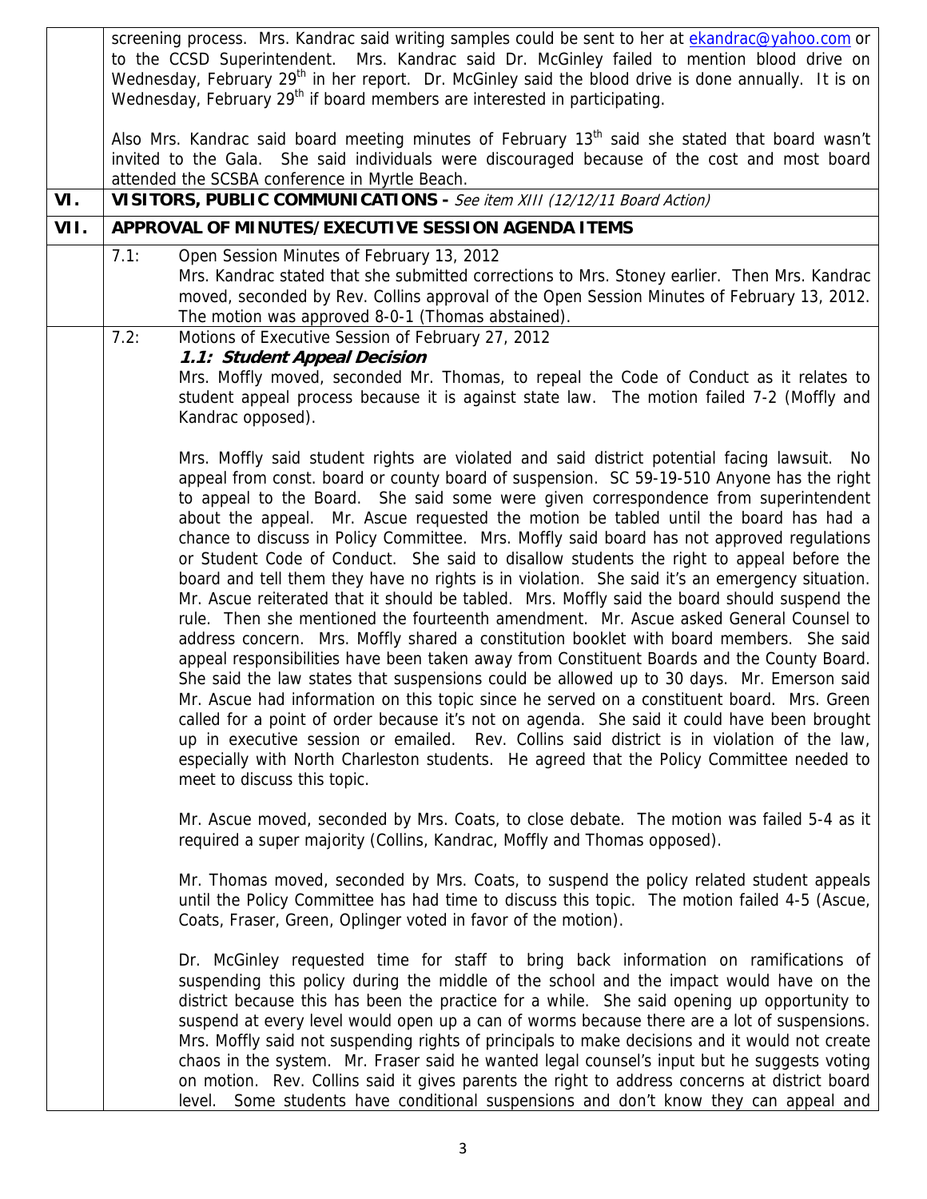screening process. Mrs. Kandrac said writing samples could be sent to her at ekandrac@yahoo.com or to the CCSD Superintendent. Mrs. Kandrac said Dr. McGinley failed to mention blood drive on Wednesday, February 29th in her report. Dr. McGinley said the blood drive is done annually. It is on Wednesday, February 29th if board members are interested in participating.

Also Mrs. Kandrac said board meeting minutes of February 13th said she stated that board wasn't invited to the Gala. She said individuals were discouraged because of the cost and most board attended the SCSBA conference in Myrtle Beach.

## VI. VISITORS, PUBLIC COMMUNICATIONS - *See item XIII (12/12/11 Board Action)*

## VII. APPROVAL OF MINUTES/EXECUTIVE SESSION AGENDA ITEMS

7.1: Open Session Minutes of February 13, 2012

Mrs. Kandrac stated that she submitted corrections to Mrs. Stoney earlier. Then Mrs. Kandrac moved, seconded by Rev. Collins approval of the Open Session Minutes of February 13, 2012. The motion was approved 8-0-1 (Thomas abstained).

7.2: Motions of Executive Session of February 27, 2012

***1.1: Student Appeal Decision***

Mrs. Moffly moved, seconded Mr. Thomas, to repeal the Code of Conduct as it relates to student appeal process because it is against state law. The motion failed 7-2 (Moffly and Kandrac opposed).

Mrs. Moffly said student rights are violated and said district potential facing lawsuit. No appeal from const. board or county board of suspension. SC 59-19-510 Anyone has the right to appeal to the Board. She said some were given correspondence from superintendent about the appeal. Mr. Ascue requested the motion be tabled until the board has had a chance to discuss in Policy Committee. Mrs. Moffly said board has not approved regulations or Student Code of Conduct. She said to disallow students the right to appeal before the board and tell them they have no rights is in violation. She said it's an emergency situation. Mr. Ascue reiterated that it should be tabled. Mrs. Moffly said the board should suspend the rule. Then she mentioned the fourteenth amendment. Mr. Ascue asked General Counsel to address concern. Mrs. Moffly shared a constitution booklet with board members. She said appeal responsibilities have been taken away from Constituent Boards and the County Board. She said the law states that suspensions could be allowed up to 30 days. Mr. Emerson said Mr. Ascue had information on this topic since he served on a constituent board. Mrs. Green called for a point of order because it's not on agenda. She said it could have been brought up in executive session or emailed. Rev. Collins said district is in violation of the law, especially with North Charleston students. He agreed that the Policy Committee needed to meet to discuss this topic.

Mr. Ascue moved, seconded by Mrs. Coats, to close debate. The motion was failed 5-4 as it required a super majority (Collins, Kandrac, Moffly and Thomas opposed).

Mr. Thomas moved, seconded by Mrs. Coats, to suspend the policy related student appeals until the Policy Committee has had time to discuss this topic. The motion failed 4-5 (Ascue, Coats, Fraser, Green, Oplinger voted in favor of the motion).

Dr. McGinley requested time for staff to bring back information on ramifications of suspending this policy during the middle of the school and the impact would have on the district because this has been the practice for a while. She said opening up opportunity to suspend at every level would open up a can of worms because there are a lot of suspensions. Mrs. Moffly said not suspending rights of principals to make decisions and it would not create chaos in the system. Mr. Fraser said he wanted legal counsel's input but he suggests voting on motion. Rev. Collins said it gives parents the right to address concerns at district board level. Some students have conditional suspensions and don't know they can appeal and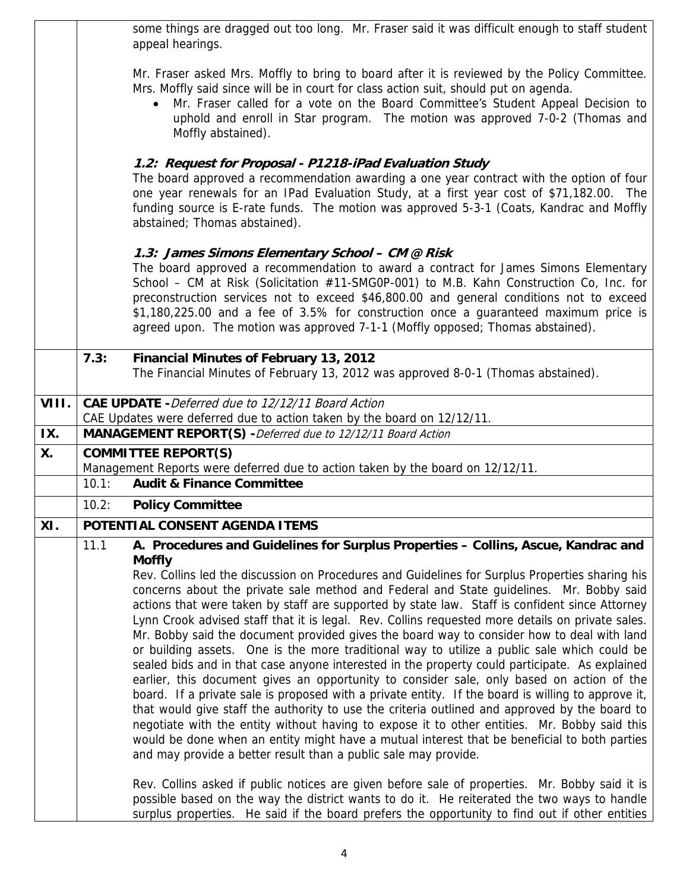some things are dragged out too long. Mr. Fraser said it was difficult enough to staff student appeal hearings.

Mr. Fraser asked Mrs. Moffly to bring to board after it is reviewed by the Policy Committee. Mrs. Moffly said since will be in court for class action suit, should put on agenda.

- Mr. Fraser called for a vote on the Board Committee's Student Appeal Decision to uphold and enroll in Star program. The motion was approved 7-0-2 (Thomas and Moffly abstained).

***1.2: Request for Proposal - P1218-iPad Evaluation Study***

The board approved a recommendation awarding a one year contract with the option of four one year renewals for an IPad Evaluation Study, at a first year cost of $71,182.00. The funding source is E-rate funds. The motion was approved 5-3-1 (Coats, Kandrac and Moffly abstained; Thomas abstained).

***1.3: James Simons Elementary School – CM @ Risk***

The board approved a recommendation to award a contract for James Simons Elementary School – CM at Risk (Solicitation #11-SMG0P-001) to M.B. Kahn Construction Co, Inc. for preconstruction services not to exceed $46,800.00 and general conditions not to exceed $1,180,225.00 and a fee of 3.5% for construction once a guaranteed maximum price is agreed upon. The motion was approved 7-1-1 (Moffly opposed; Thomas abstained).

**7.3: Financial Minutes of February 13, 2012**

The Financial Minutes of February 13, 2012 was approved 8-0-1 (Thomas abstained).

## VIII. CAE UPDATE - *Deferred due to 12/12/11 Board Action*

CAE Updates were deferred due to action taken by the board on 12/12/11.

## IX. MANAGEMENT REPORT(S) - *Deferred due to 12/12/11 Board Action*

## X. COMMITTEE REPORT(S)

Management Reports were deferred due to action taken by the board on 12/12/11.

**10.1: Audit & Finance Committee**

**10.2: Policy Committee**

## XI. POTENTIAL CONSENT AGENDA ITEMS

**11.1 A. Procedures and Guidelines for Surplus Properties – Collins, Ascue, Kandrac and Moffly**

Rev. Collins led the discussion on Procedures and Guidelines for Surplus Properties sharing his concerns about the private sale method and Federal and State guidelines. Mr. Bobby said actions that were taken by staff are supported by state law. Staff is confident since Attorney Lynn Crook advised staff that it is legal. Rev. Collins requested more details on private sales. Mr. Bobby said the document provided gives the board way to consider how to deal with land or building assets. One is the more traditional way to utilize a public sale which could be sealed bids and in that case anyone interested in the property could participate. As explained earlier, this document gives an opportunity to consider sale, only based on action of the board. If a private sale is proposed with a private entity. If the board is willing to approve it, that would give staff the authority to use the criteria outlined and approved by the board to negotiate with the entity without having to expose it to other entities. Mr. Bobby said this would be done when an entity might have a mutual interest that be beneficial to both parties and may provide a better result than a public sale may provide.

Rev. Collins asked if public notices are given before sale of properties. Mr. Bobby said it is possible based on the way the district wants to do it. He reiterated the two ways to handle surplus properties. He said if the board prefers the opportunity to find out if other entities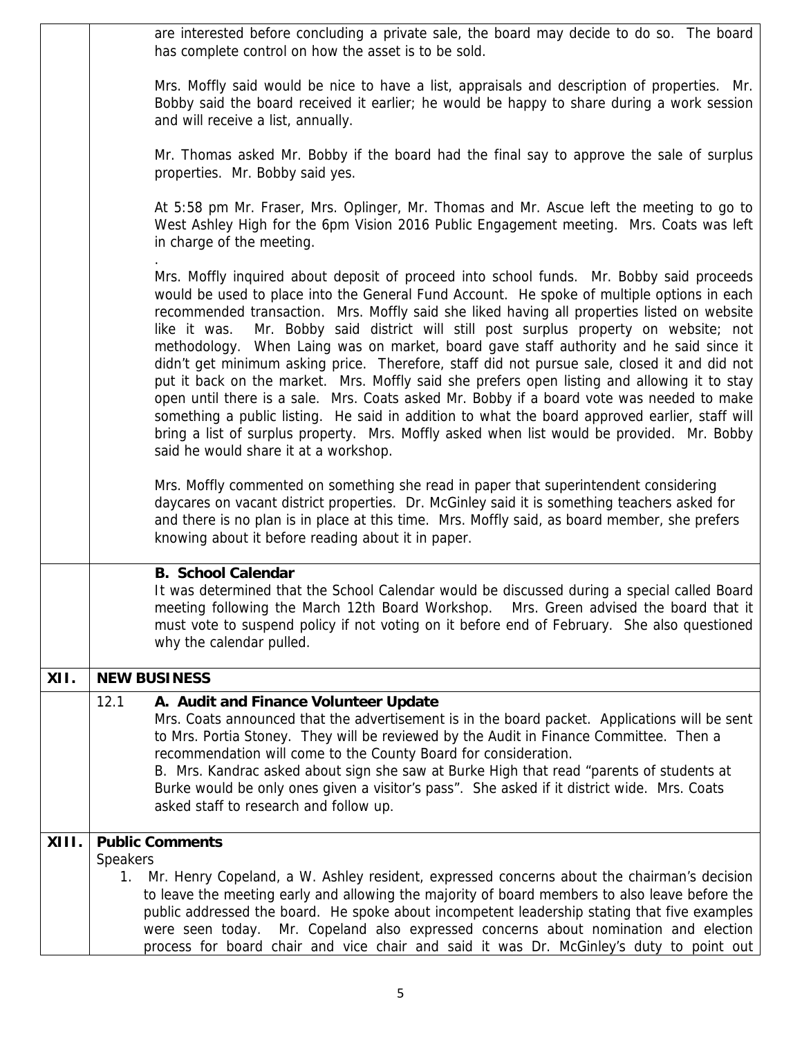| | |
|---|---|
| | are interested before concluding a private sale, the board may decide to do so. The board has complete control on how the asset is to be sold.<br><br>Mrs. Moffly said would be nice to have a list, appraisals and description of properties. Mr. Bobby said the board received it earlier; he would be happy to share during a work session and will receive a list, annually.<br><br>Mr. Thomas asked Mr. Bobby if the board had the final say to approve the sale of surplus properties. Mr. Bobby said yes.<br><br>At 5:58 pm Mr. Fraser, Mrs. Oplinger, Mr. Thomas and Mr. Ascue left the meeting to go to West Ashley High for the 6pm Vision 2016 Public Engagement meeting. Mrs. Coats was left in charge of the meeting.<br>.<br>Mrs. Moffly inquired about deposit of proceed into school funds. Mr. Bobby said proceeds would be used to place into the General Fund Account. He spoke of multiple options in each recommended transaction. Mrs. Moffly said she liked having all properties listed on website like it was. Mr. Bobby said district will still post surplus property on website; not methodology. When Laing was on market, board gave staff authority and he said since it didn't get minimum asking price. Therefore, staff did not pursue sale, closed it and did not put it back on the market. Mrs. Moffly said she prefers open listing and allowing it to stay open until there is a sale. Mrs. Coats asked Mr. Bobby if a board vote was needed to make something a public listing. He said in addition to what the board approved earlier, staff will bring a list of surplus property. Mrs. Moffly asked when list would be provided. Mr. Bobby said he would share it at a workshop.<br><br>Mrs. Moffly commented on something she read in paper that superintendent considering daycares on vacant district properties. Dr. McGinley said it is something teachers asked for and there is no plan is in place at this time. Mrs. Moffly said, as board member, she prefers knowing about it before reading about it in paper. |
| | **B. School Calendar**<br>It was determined that the School Calendar would be discussed during a special called Board meeting following the March 12th Board Workshop. Mrs. Green advised the board that it must vote to suspend policy if not voting on it before end of February. She also questioned why the calendar pulled. |
| **XII.** | **NEW BUSINESS** |
| | 12.1 **A. Audit and Finance Volunteer Update**<br>Mrs. Coats announced that the advertisement is in the board packet. Applications will be sent to Mrs. Portia Stoney. They will be reviewed by the Audit in Finance Committee. Then a recommendation will come to the County Board for consideration.<br>B. Mrs. Kandrac asked about sign she saw at Burke High that read "parents of students at Burke would be only ones given a visitor's pass". She asked if it district wide. Mrs. Coats asked staff to research and follow up. |
| **XIII.** | **Public Comments**<br>Speakers<br>1. Mr. Henry Copeland, a W. Ashley resident, expressed concerns about the chairman's decision to leave the meeting early and allowing the majority of board members to also leave before the public addressed the board. He spoke about incompetent leadership stating that five examples were seen today. Mr. Copeland also expressed concerns about nomination and election process for board chair and vice chair and said it was Dr. McGinley's duty to point out |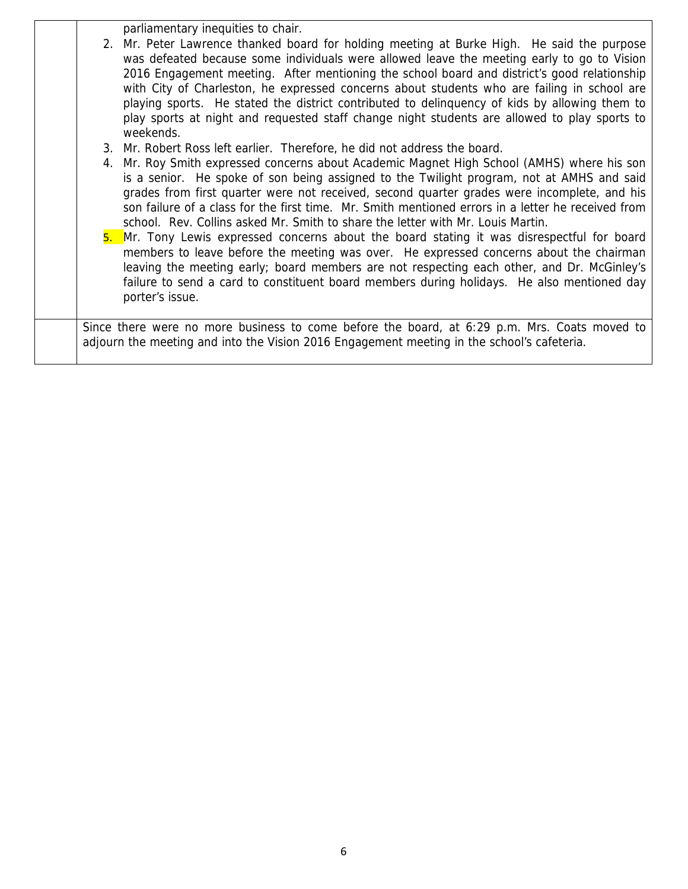parliamentary inequities to chair.

2. Mr. Peter Lawrence thanked board for holding meeting at Burke High. He said the purpose was defeated because some individuals were allowed leave the meeting early to go to Vision 2016 Engagement meeting. After mentioning the school board and district's good relationship with City of Charleston, he expressed concerns about students who are failing in school are playing sports. He stated the district contributed to delinquency of kids by allowing them to play sports at night and requested staff change night students are allowed to play sports to weekends.
3. Mr. Robert Ross left earlier. Therefore, he did not address the board.
4. Mr. Roy Smith expressed concerns about Academic Magnet High School (AMHS) where his son is a senior. He spoke of son being assigned to the Twilight program, not at AMHS and said grades from first quarter were not received, second quarter grades were incomplete, and his son failure of a class for the first time. Mr. Smith mentioned errors in a letter he received from school. Rev. Collins asked Mr. Smith to share the letter with Mr. Louis Martin.
5. Mr. Tony Lewis expressed concerns about the board stating it was disrespectful for board members to leave before the meeting was over. He expressed concerns about the chairman leaving the meeting early; board members are not respecting each other, and Dr. McGinley's failure to send a card to constituent board members during holidays. He also mentioned day porter's issue.

Since there were no more business to come before the board, at 6:29 p.m. Mrs. Coats moved to adjourn the meeting and into the Vision 2016 Engagement meeting in the school's cafeteria.